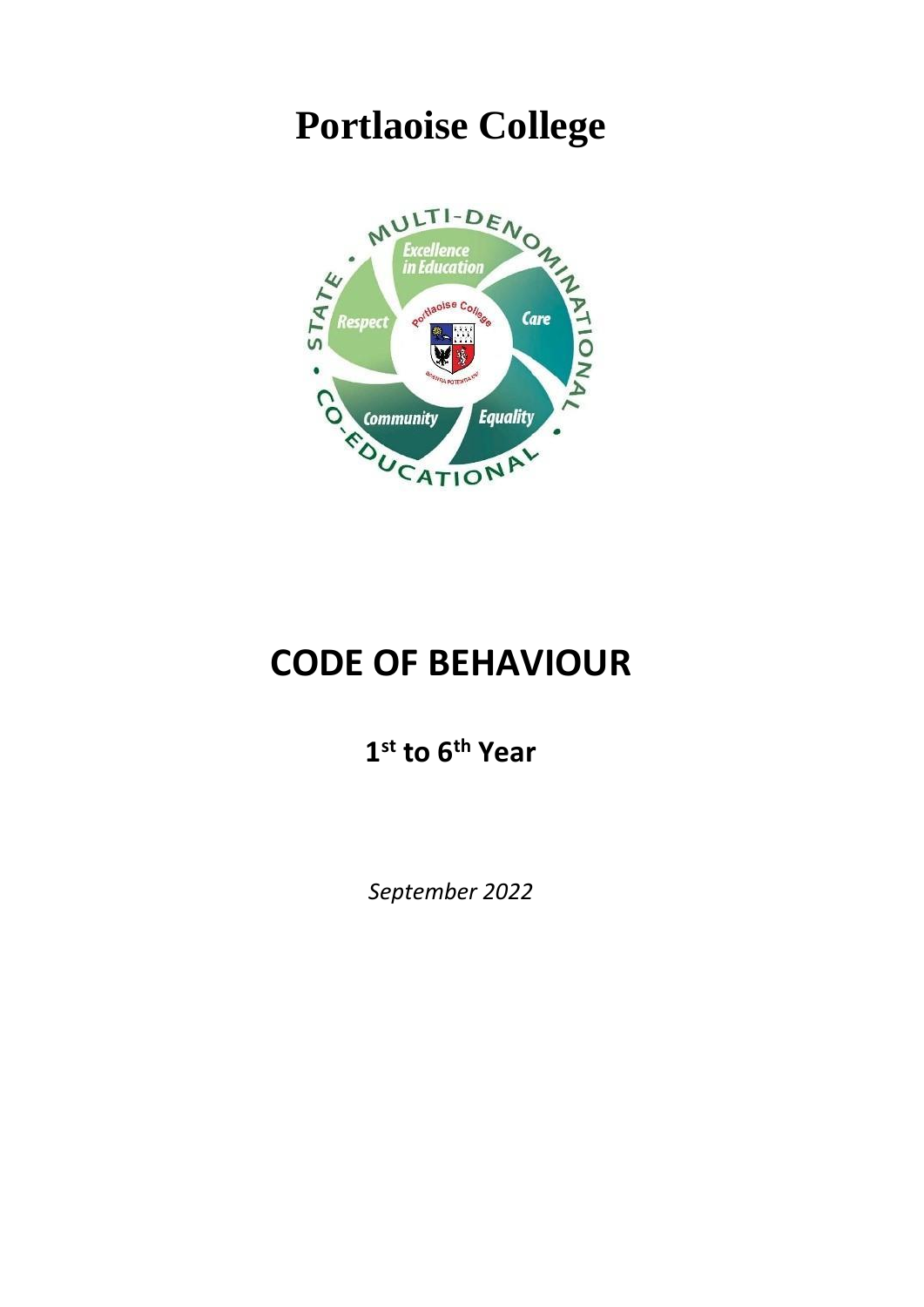# Portlaoise College

# CODE OF BEHAVIOUR

## 1st to 6th Year

*September 2022*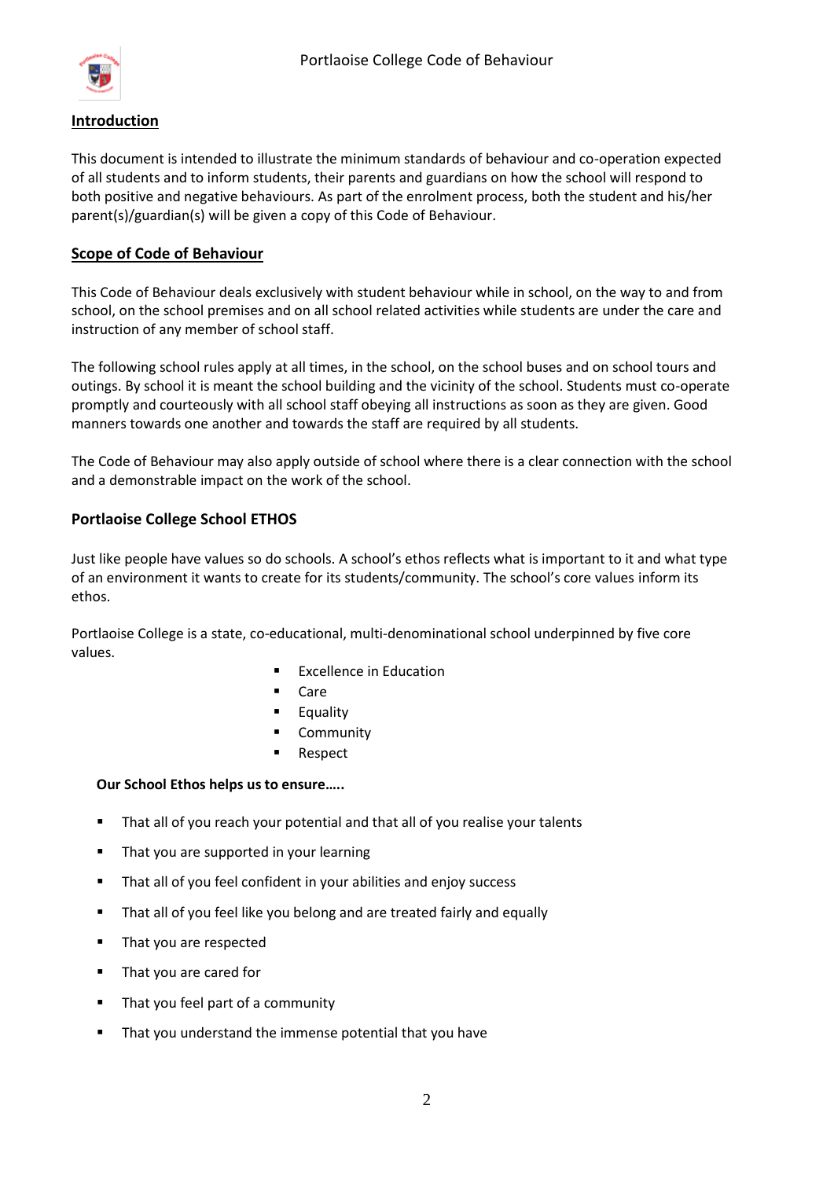## Introduction

This document is intended to illustrate the minimum standards of behaviour and co-operation expected of all students and to inform students, their parents and guardians on how the school will respond to both positive and negative behaviours. As part of the enrolment process, both the student and his/her parent(s)/guardian(s) will be given a copy of this Code of Behaviour.

## Scope of Code of Behaviour

This Code of Behaviour deals exclusively with student behaviour while in school, on the way to and from school, on the school premises and on all school related activities while students are under the care and instruction of any member of school staff.

The following school rules apply at all times, in the school, on the school buses and on school tours and outings. By school it is meant the school building and the vicinity of the school. Students must co-operate promptly and courteously with all school staff obeying all instructions as soon as they are given. Good manners towards one another and towards the staff are required by all students.

The Code of Behaviour may also apply outside of school where there is a clear connection with the school and a demonstrable impact on the work of the school.

### Portlaoise College School ETHOS

Just like people have values so do schools. A school's ethos reflects what is important to it and what type of an environment it wants to create for its students/community. The school's core values inform its ethos.

Portlaoise College is a state, co-educational, multi-denominational school underpinned by five core values.

- Excellence in Education
- Care
- Equality
- Community
- Respect

**Our School Ethos helps us to ensure…..**

- That all of you reach your potential and that all of you realise your talents
- That you are supported in your learning
- That all of you feel confident in your abilities and enjoy success
- That all of you feel like you belong and are treated fairly and equally
- That you are respected
- That you are cared for
- That you feel part of a community
- That you understand the immense potential that you have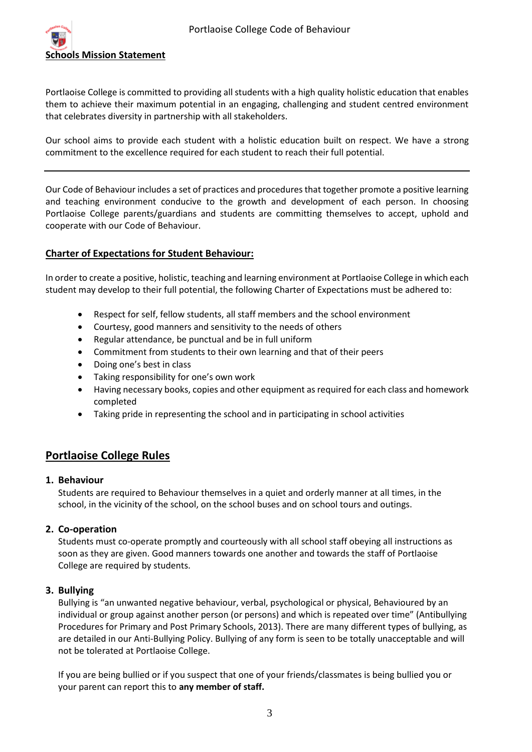## Schools Mission Statement

Portlaoise College is committed to providing all students with a high quality holistic education that enables them to achieve their maximum potential in an engaging, challenging and student centred environment that celebrates diversity in partnership with all stakeholders.

Our school aims to provide each student with a holistic education built on respect. We have a strong commitment to the excellence required for each student to reach their full potential.

---

Our Code of Behaviour includes a set of practices and procedures that together promote a positive learning and teaching environment conducive to the growth and development of each person. In choosing Portlaoise College parents/guardians and students are committing themselves to accept, uphold and cooperate with our Code of Behaviour.

### Charter of Expectations for Student Behaviour:

In order to create a positive, holistic, teaching and learning environment at Portlaoise College in which each student may develop to their full potential, the following Charter of Expectations must be adhered to:

- Respect for self, fellow students, all staff members and the school environment
- Courtesy, good manners and sensitivity to the needs of others
- Regular attendance, be punctual and be in full uniform
- Commitment from students to their own learning and that of their peers
- Doing one's best in class
- Taking responsibility for one's own work
- Having necessary books, copies and other equipment as required for each class and homework completed
- Taking pride in representing the school and in participating in school activities

## Portlaoise College Rules

### 1. Behaviour

Students are required to Behaviour themselves in a quiet and orderly manner at all times, in the school, in the vicinity of the school, on the school buses and on school tours and outings.

### 2. Co-operation

Students must co-operate promptly and courteously with all school staff obeying all instructions as soon as they are given. Good manners towards one another and towards the staff of Portlaoise College are required by students.

### 3. Bullying

Bullying is "an unwanted negative behaviour, verbal, psychological or physical, Behavioured by an individual or group against another person (or persons) and which is repeated over time" (Antibullying Procedures for Primary and Post Primary Schools, 2013). There are many different types of bullying, as are detailed in our Anti-Bullying Policy. Bullying of any form is seen to be totally unacceptable and will not be tolerated at Portlaoise College.

If you are being bullied or if you suspect that one of your friends/classmates is being bullied you or your parent can report this to **any member of staff.**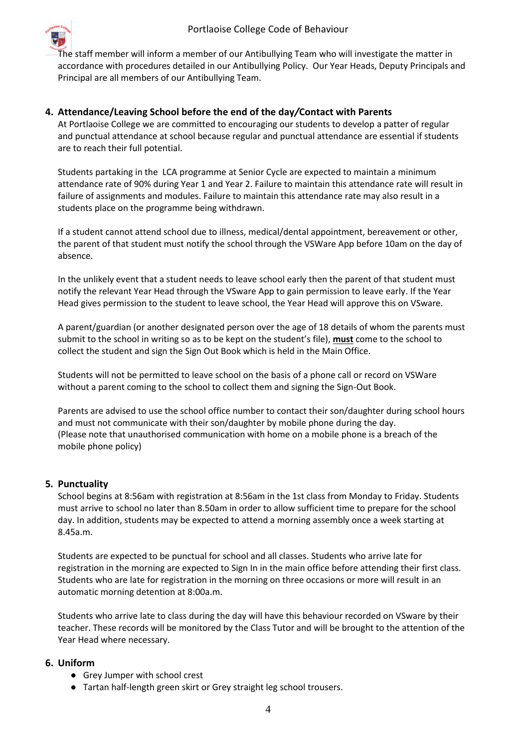The staff member will inform a member of our Antibullying Team who will investigate the matter in accordance with procedures detailed in our Antibullying Policy. Our Year Heads, Deputy Principals and Principal are all members of our Antibullying Team.

## 4. Attendance/Leaving School before the end of the day/Contact with Parents

At Portlaoise College we are committed to encouraging our students to develop a patter of regular and punctual attendance at school because regular and punctual attendance are essential if students are to reach their full potential.

Students partaking in the LCA programme at Senior Cycle are expected to maintain a minimum attendance rate of 90% during Year 1 and Year 2. Failure to maintain this attendance rate will result in failure of assignments and modules. Failure to maintain this attendance rate may also result in a students place on the programme being withdrawn.

If a student cannot attend school due to illness, medical/dental appointment, bereavement or other, the parent of that student must notify the school through the VSWare App before 10am on the day of absence.

In the unlikely event that a student needs to leave school early then the parent of that student must notify the relevant Year Head through the VSware App to gain permission to leave early. If the Year Head gives permission to the student to leave school, the Year Head will approve this on VSware.

A parent/guardian (or another designated person over the age of 18 details of whom the parents must submit to the school in writing so as to be kept on the student's file), **must** come to the school to collect the student and sign the Sign Out Book which is held in the Main Office.

Students will not be permitted to leave school on the basis of a phone call or record on VSWare without a parent coming to the school to collect them and signing the Sign-Out Book.

Parents are advised to use the school office number to contact their son/daughter during school hours and must not communicate with their son/daughter by mobile phone during the day.
(Please note that unauthorised communication with home on a mobile phone is a breach of the mobile phone policy)

## 5. Punctuality

School begins at 8:56am with registration at 8:56am in the 1st class from Monday to Friday. Students must arrive to school no later than 8.50am in order to allow sufficient time to prepare for the school day. In addition, students may be expected to attend a morning assembly once a week starting at 8.45a.m.

Students are expected to be punctual for school and all classes. Students who arrive late for registration in the morning are expected to Sign In in the main office before attending their first class. Students who are late for registration in the morning on three occasions or more will result in an automatic morning detention at 8:00a.m.

Students who arrive late to class during the day will have this behaviour recorded on VSware by their teacher. These records will be monitored by the Class Tutor and will be brought to the attention of the Year Head where necessary.

## 6. Uniform

- Grey Jumper with school crest
- Tartan half-length green skirt or Grey straight leg school trousers.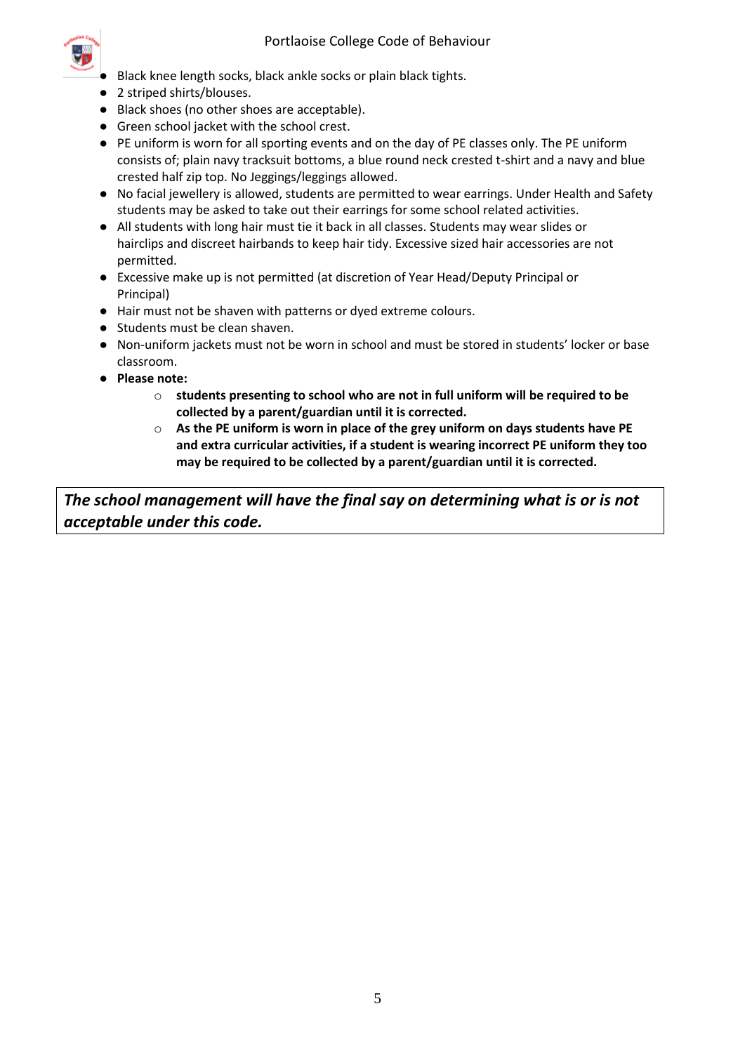- Black knee length socks, black ankle socks or plain black tights.
- 2 striped shirts/blouses.
- Black shoes (no other shoes are acceptable).
- Green school jacket with the school crest.
- PE uniform is worn for all sporting events and on the day of PE classes only. The PE uniform consists of; plain navy tracksuit bottoms, a blue round neck crested t-shirt and a navy and blue crested half zip top. No Jeggings/leggings allowed.
- No facial jewellery is allowed, students are permitted to wear earrings. Under Health and Safety students may be asked to take out their earrings for some school related activities.
- All students with long hair must tie it back in all classes. Students may wear slides or hairclips and discreet hairbands to keep hair tidy. Excessive sized hair accessories are not permitted.
- Excessive make up is not permitted (at discretion of Year Head/Deputy Principal or Principal)
- Hair must not be shaven with patterns or dyed extreme colours.
- Students must be clean shaven.
- Non-uniform jackets must not be worn in school and must be stored in students' locker or base classroom.
- **Please note:**
    - **students presenting to school who are not in full uniform will be required to be collected by a parent/guardian until it is corrected.**
    - **As the PE uniform is worn in place of the grey uniform on days students have PE and extra curricular activities, if a student is wearing incorrect PE uniform they too may be required to be collected by a parent/guardian until it is corrected.**

***The school management will have the final say on determining what is or is not acceptable under this code.***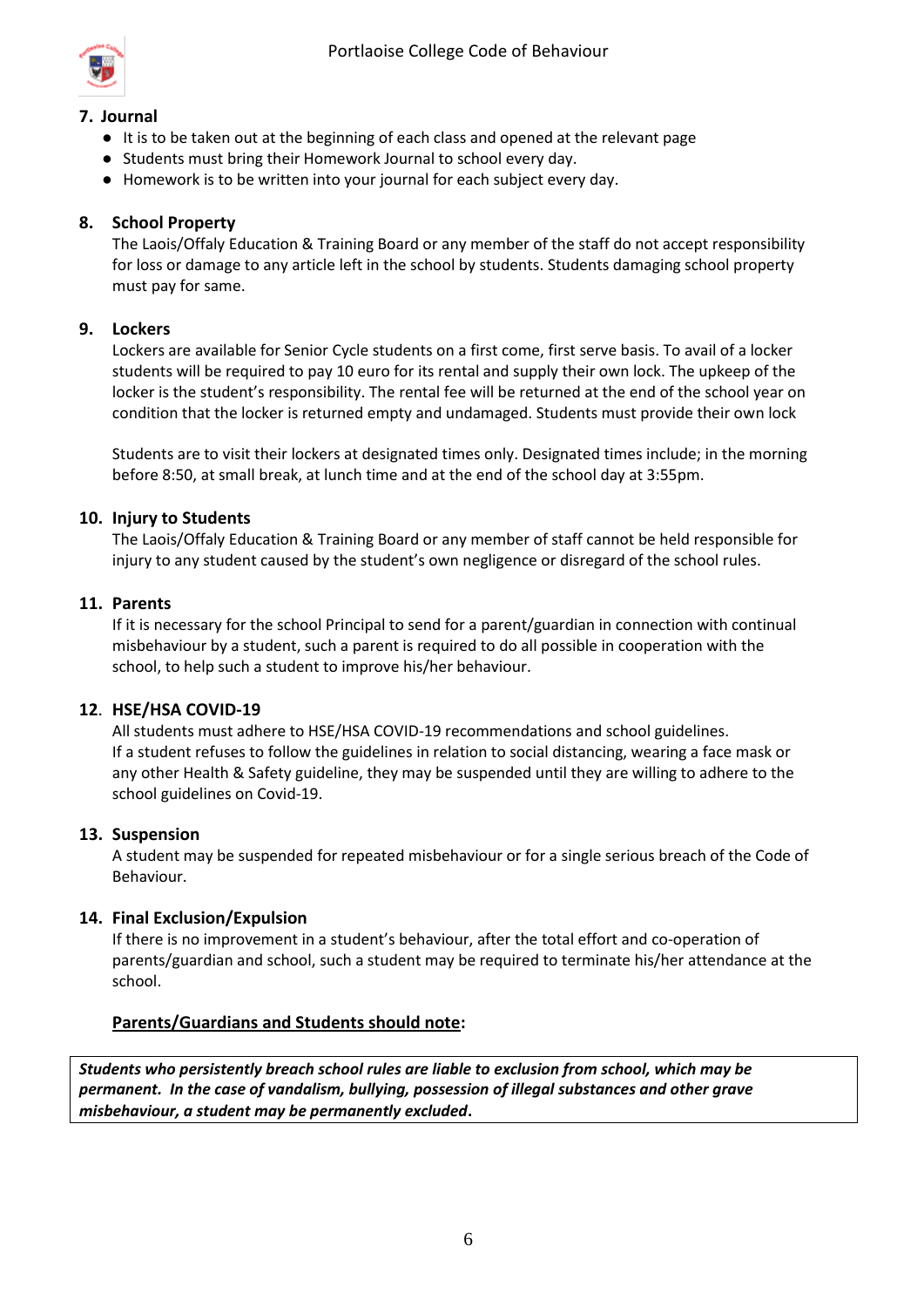### 7. Journal

- It is to be taken out at the beginning of each class and opened at the relevant page
- Students must bring their Homework Journal to school every day.
- Homework is to be written into your journal for each subject every day.

### 8. School Property

The Laois/Offaly Education & Training Board or any member of the staff do not accept responsibility for loss or damage to any article left in the school by students. Students damaging school property must pay for same.

### 9. Lockers

Lockers are available for Senior Cycle students on a first come, first serve basis. To avail of a locker students will be required to pay 10 euro for its rental and supply their own lock. The upkeep of the locker is the student's responsibility. The rental fee will be returned at the end of the school year on condition that the locker is returned empty and undamaged. Students must provide their own lock

Students are to visit their lockers at designated times only. Designated times include; in the morning before 8:50, at small break, at lunch time and at the end of the school day at 3:55pm.

### 10. Injury to Students

The Laois/Offaly Education & Training Board or any member of staff cannot be held responsible for injury to any student caused by the student's own negligence or disregard of the school rules.

### 11. Parents

If it is necessary for the school Principal to send for a parent/guardian in connection with continual misbehaviour by a student, such a parent is required to do all possible in cooperation with the school, to help such a student to improve his/her behaviour.

### 12. HSE/HSA COVID-19

All students must adhere to HSE/HSA COVID-19 recommendations and school guidelines.
If a student refuses to follow the guidelines in relation to social distancing, wearing a face mask or any other Health & Safety guideline, they may be suspended until they are willing to adhere to the school guidelines on Covid-19.

### 13. Suspension

A student may be suspended for repeated misbehaviour or for a single serious breach of the Code of Behaviour.

### 14. Final Exclusion/Expulsion

If there is no improvement in a student's behaviour, after the total effort and co-operation of parents/guardian and school, such a student may be required to terminate his/her attendance at the school.

**Parents/Guardians and Students should note:**

***Students who persistently breach school rules are liable to exclusion from school, which may be permanent. In the case of vandalism, bullying, possession of illegal substances and other grave misbehaviour, a student may be permanently excluded*.**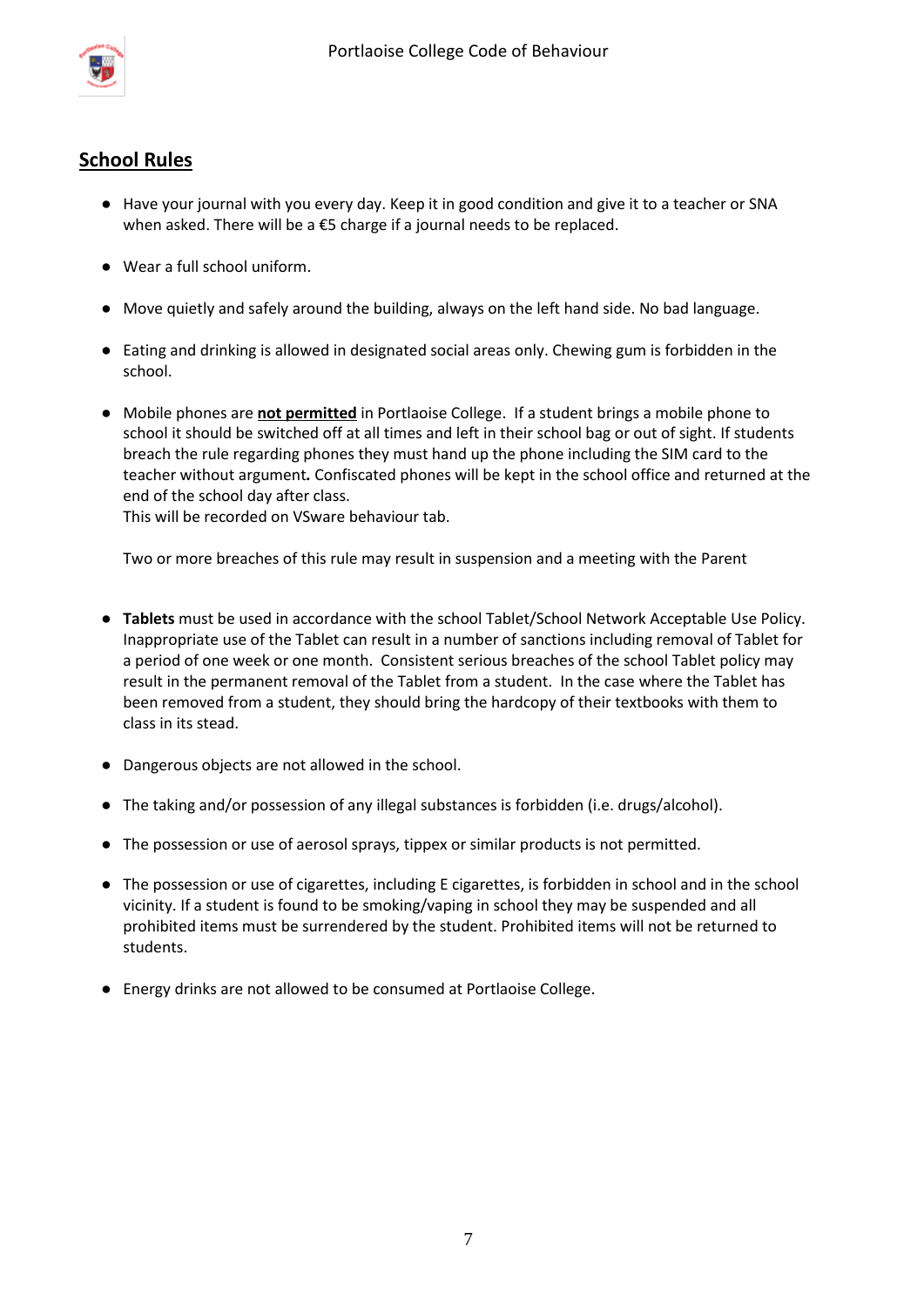## School Rules

- Have your journal with you every day. Keep it in good condition and give it to a teacher or SNA when asked. There will be a €5 charge if a journal needs to be replaced.

- Wear a full school uniform.

- Move quietly and safely around the building, always on the left hand side. No bad language.

- Eating and drinking is allowed in designated social areas only. Chewing gum is forbidden in the school.

- Mobile phones are **not permitted** in Portlaoise College. If a student brings a mobile phone to school it should be switched off at all times and left in their school bag or out of sight. If students breach the rule regarding phones they must hand up the phone including the SIM card to the teacher without argument. Confiscated phones will be kept in the school office and returned at the end of the school day after class.
  This will be recorded on VSware behaviour tab.

  Two or more breaches of this rule may result in suspension and a meeting with the Parent

- **Tablets** must be used in accordance with the school Tablet/School Network Acceptable Use Policy. Inappropriate use of the Tablet can result in a number of sanctions including removal of Tablet for a period of one week or one month. Consistent serious breaches of the school Tablet policy may result in the permanent removal of the Tablet from a student. In the case where the Tablet has been removed from a student, they should bring the hardcopy of their textbooks with them to class in its stead.

- Dangerous objects are not allowed in the school.

- The taking and/or possession of any illegal substances is forbidden (i.e. drugs/alcohol).

- The possession or use of aerosol sprays, tippex or similar products is not permitted.

- The possession or use of cigarettes, including E cigarettes, is forbidden in school and in the school vicinity. If a student is found to be smoking/vaping in school they may be suspended and all prohibited items must be surrendered by the student. Prohibited items will not be returned to students.

- Energy drinks are not allowed to be consumed at Portlaoise College.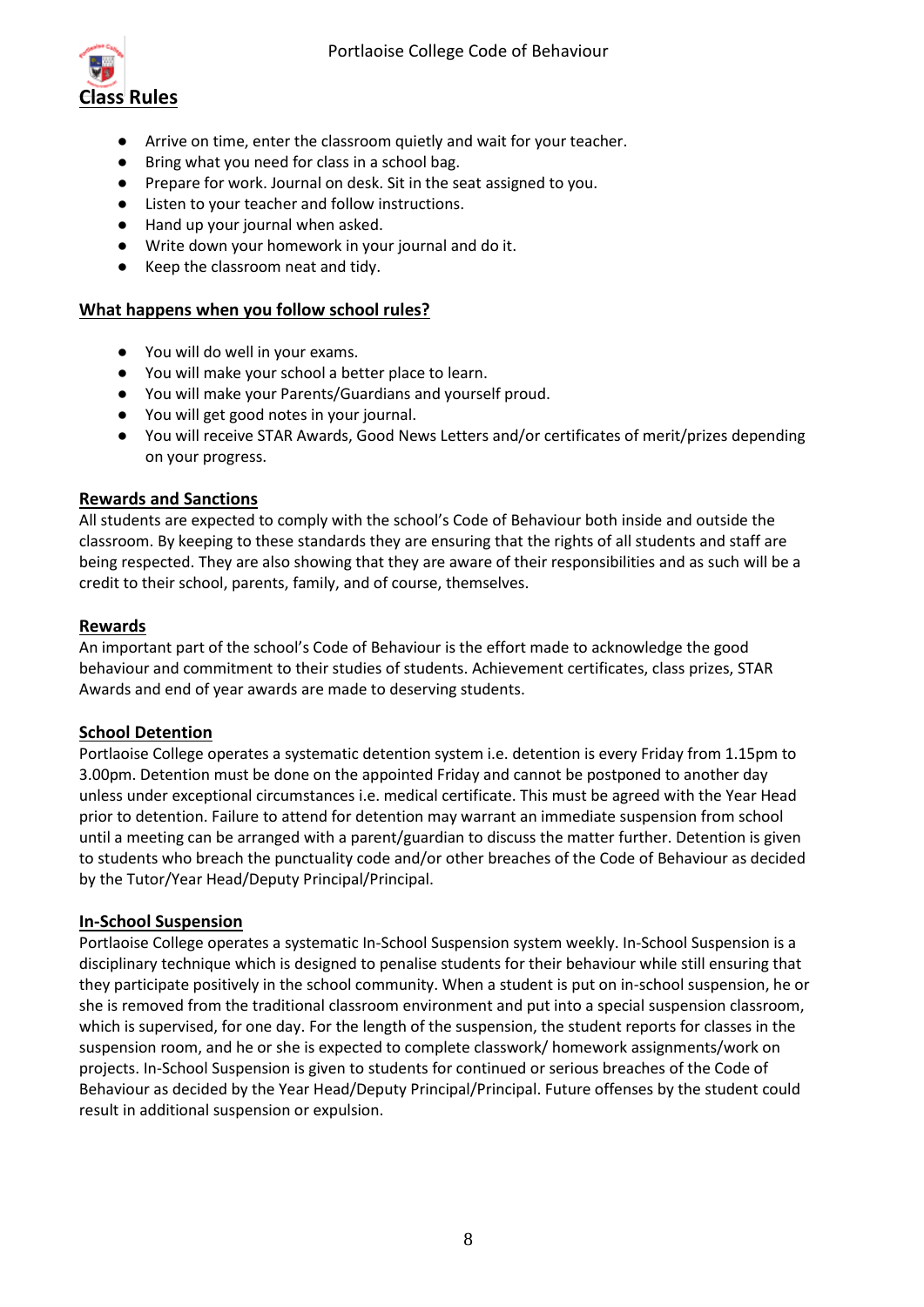## Class Rules

- Arrive on time, enter the classroom quietly and wait for your teacher.
- Bring what you need for class in a school bag.
- Prepare for work. Journal on desk. Sit in the seat assigned to you.
- Listen to your teacher and follow instructions.
- Hand up your journal when asked.
- Write down your homework in your journal and do it.
- Keep the classroom neat and tidy.

### What happens when you follow school rules?

- You will do well in your exams.
- You will make your school a better place to learn.
- You will make your Parents/Guardians and yourself proud.
- You will get good notes in your journal.
- You will receive STAR Awards, Good News Letters and/or certificates of merit/prizes depending on your progress.

### Rewards and Sanctions

All students are expected to comply with the school's Code of Behaviour both inside and outside the classroom. By keeping to these standards they are ensuring that the rights of all students and staff are being respected. They are also showing that they are aware of their responsibilities and as such will be a credit to their school, parents, family, and of course, themselves.

### Rewards

An important part of the school's Code of Behaviour is the effort made to acknowledge the good behaviour and commitment to their studies of students. Achievement certificates, class prizes, STAR Awards and end of year awards are made to deserving students.

### School Detention

Portlaoise College operates a systematic detention system i.e. detention is every Friday from 1.15pm to 3.00pm. Detention must be done on the appointed Friday and cannot be postponed to another day unless under exceptional circumstances i.e. medical certificate. This must be agreed with the Year Head prior to detention. Failure to attend for detention may warrant an immediate suspension from school until a meeting can be arranged with a parent/guardian to discuss the matter further. Detention is given to students who breach the punctuality code and/or other breaches of the Code of Behaviour as decided by the Tutor/Year Head/Deputy Principal/Principal.

### In-School Suspension

Portlaoise College operates a systematic In-School Suspension system weekly. In-School Suspension is a disciplinary technique which is designed to penalise students for their behaviour while still ensuring that they participate positively in the school community. When a student is put on in-school suspension, he or she is removed from the traditional classroom environment and put into a special suspension classroom, which is supervised, for one day. For the length of the suspension, the student reports for classes in the suspension room, and he or she is expected to complete classwork/ homework assignments/work on projects. In-School Suspension is given to students for continued or serious breaches of the Code of Behaviour as decided by the Year Head/Deputy Principal/Principal. Future offenses by the student could result in additional suspension or expulsion.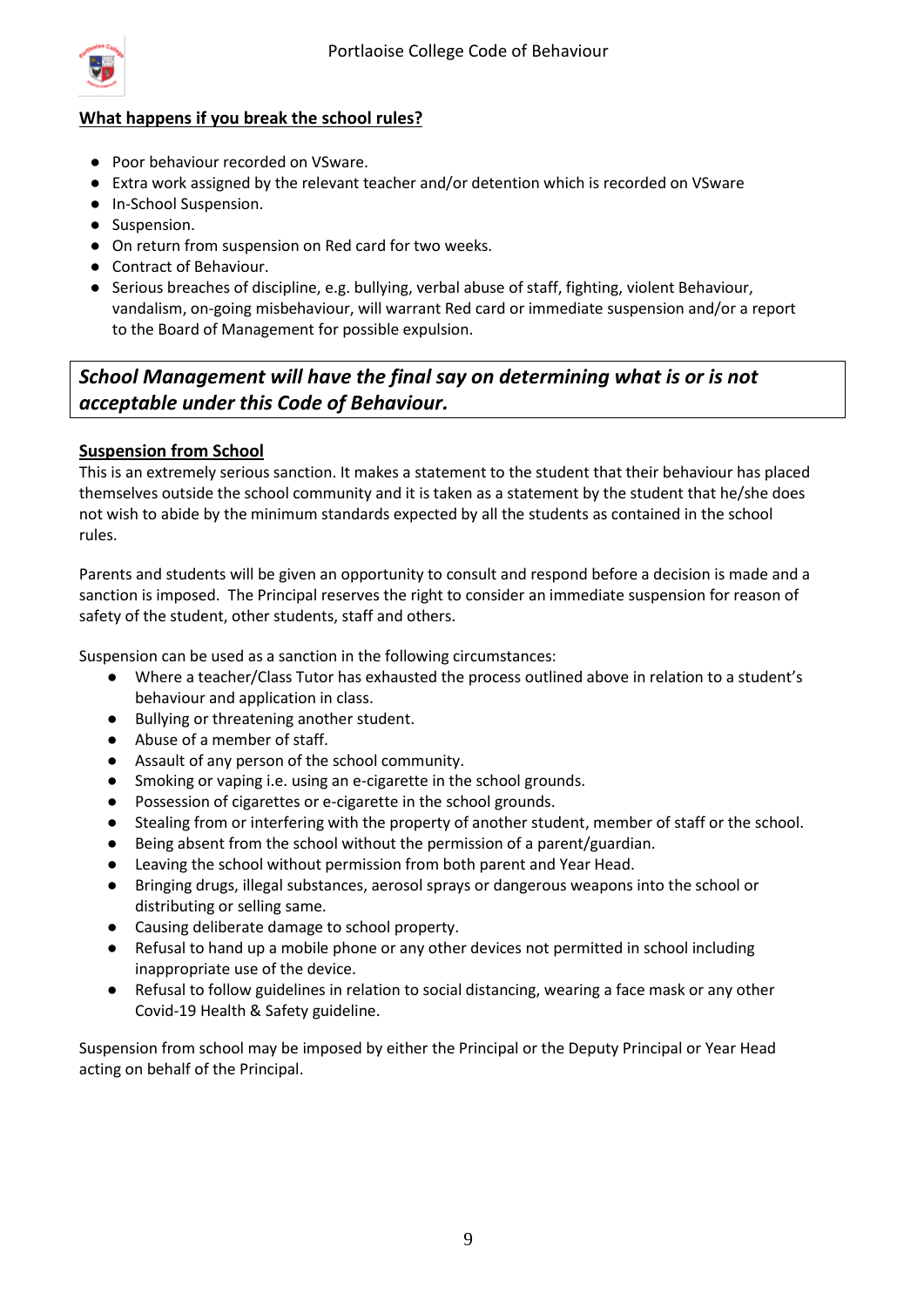**What happens if you break the school rules?**

- Poor behaviour recorded on VSware.
- Extra work assigned by the relevant teacher and/or detention which is recorded on VSware
- In-School Suspension.
- Suspension.
- On return from suspension on Red card for two weeks.
- Contract of Behaviour.
- Serious breaches of discipline, e.g. bullying, verbal abuse of staff, fighting, violent Behaviour, vandalism, on-going misbehaviour, will warrant Red card or immediate suspension and/or a report to the Board of Management for possible expulsion.

***School Management will have the final say on determining what is or is not acceptable under this Code of Behaviour.***

**Suspension from School**

This is an extremely serious sanction. It makes a statement to the student that their behaviour has placed themselves outside the school community and it is taken as a statement by the student that he/she does not wish to abide by the minimum standards expected by all the students as contained in the school rules.

Parents and students will be given an opportunity to consult and respond before a decision is made and a sanction is imposed. The Principal reserves the right to consider an immediate suspension for reason of safety of the student, other students, staff and others.

Suspension can be used as a sanction in the following circumstances:

- Where a teacher/Class Tutor has exhausted the process outlined above in relation to a student's behaviour and application in class.
- Bullying or threatening another student.
- Abuse of a member of staff.
- Assault of any person of the school community.
- Smoking or vaping i.e. using an e-cigarette in the school grounds.
- Possession of cigarettes or e-cigarette in the school grounds.
- Stealing from or interfering with the property of another student, member of staff or the school.
- Being absent from the school without the permission of a parent/guardian.
- Leaving the school without permission from both parent and Year Head.
- Bringing drugs, illegal substances, aerosol sprays or dangerous weapons into the school or distributing or selling same.
- Causing deliberate damage to school property.
- Refusal to hand up a mobile phone or any other devices not permitted in school including inappropriate use of the device.
- Refusal to follow guidelines in relation to social distancing, wearing a face mask or any other Covid-19 Health & Safety guideline.

Suspension from school may be imposed by either the Principal or the Deputy Principal or Year Head acting on behalf of the Principal.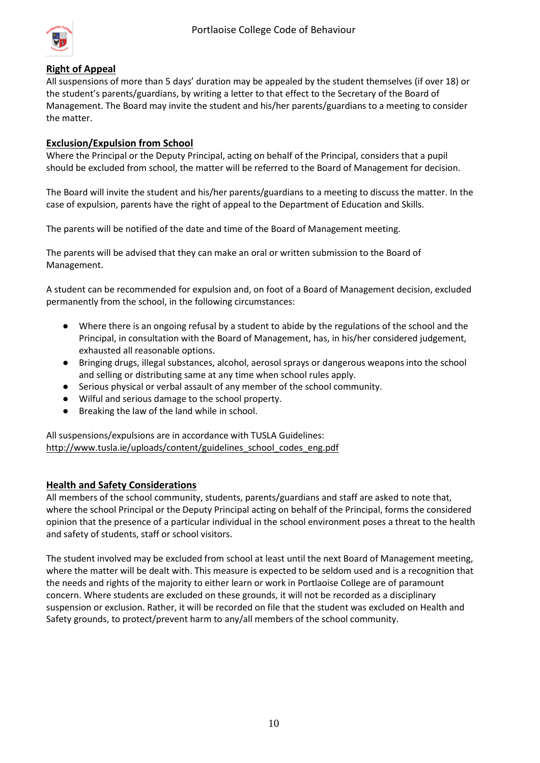## Right of Appeal

All suspensions of more than 5 days' duration may be appealed by the student themselves (if over 18) or the student's parents/guardians, by writing a letter to that effect to the Secretary of the Board of Management. The Board may invite the student and his/her parents/guardians to a meeting to consider the matter.

## Exclusion/Expulsion from School

Where the Principal or the Deputy Principal, acting on behalf of the Principal, considers that a pupil should be excluded from school, the matter will be referred to the Board of Management for decision.

The Board will invite the student and his/her parents/guardians to a meeting to discuss the matter. In the case of expulsion, parents have the right of appeal to the Department of Education and Skills.

The parents will be notified of the date and time of the Board of Management meeting.

The parents will be advised that they can make an oral or written submission to the Board of Management.

A student can be recommended for expulsion and, on foot of a Board of Management decision, excluded permanently from the school, in the following circumstances:

- Where there is an ongoing refusal by a student to abide by the regulations of the school and the Principal, in consultation with the Board of Management, has, in his/her considered judgement, exhausted all reasonable options.
- Bringing drugs, illegal substances, alcohol, aerosol sprays or dangerous weapons into the school and selling or distributing same at any time when school rules apply.
- Serious physical or verbal assault of any member of the school community.
- Wilful and serious damage to the school property.
- Breaking the law of the land while in school.

All suspensions/expulsions are in accordance with TUSLA Guidelines:
http://www.tusla.ie/uploads/content/guidelines_school_codes_eng.pdf

## Health and Safety Considerations

All members of the school community, students, parents/guardians and staff are asked to note that, where the school Principal or the Deputy Principal acting on behalf of the Principal, forms the considered opinion that the presence of a particular individual in the school environment poses a threat to the health and safety of students, staff or school visitors.

The student involved may be excluded from school at least until the next Board of Management meeting, where the matter will be dealt with. This measure is expected to be seldom used and is a recognition that the needs and rights of the majority to either learn or work in Portlaoise College are of paramount concern. Where students are excluded on these grounds, it will not be recorded as a disciplinary suspension or exclusion. Rather, it will be recorded on file that the student was excluded on Health and Safety grounds, to protect/prevent harm to any/all members of the school community.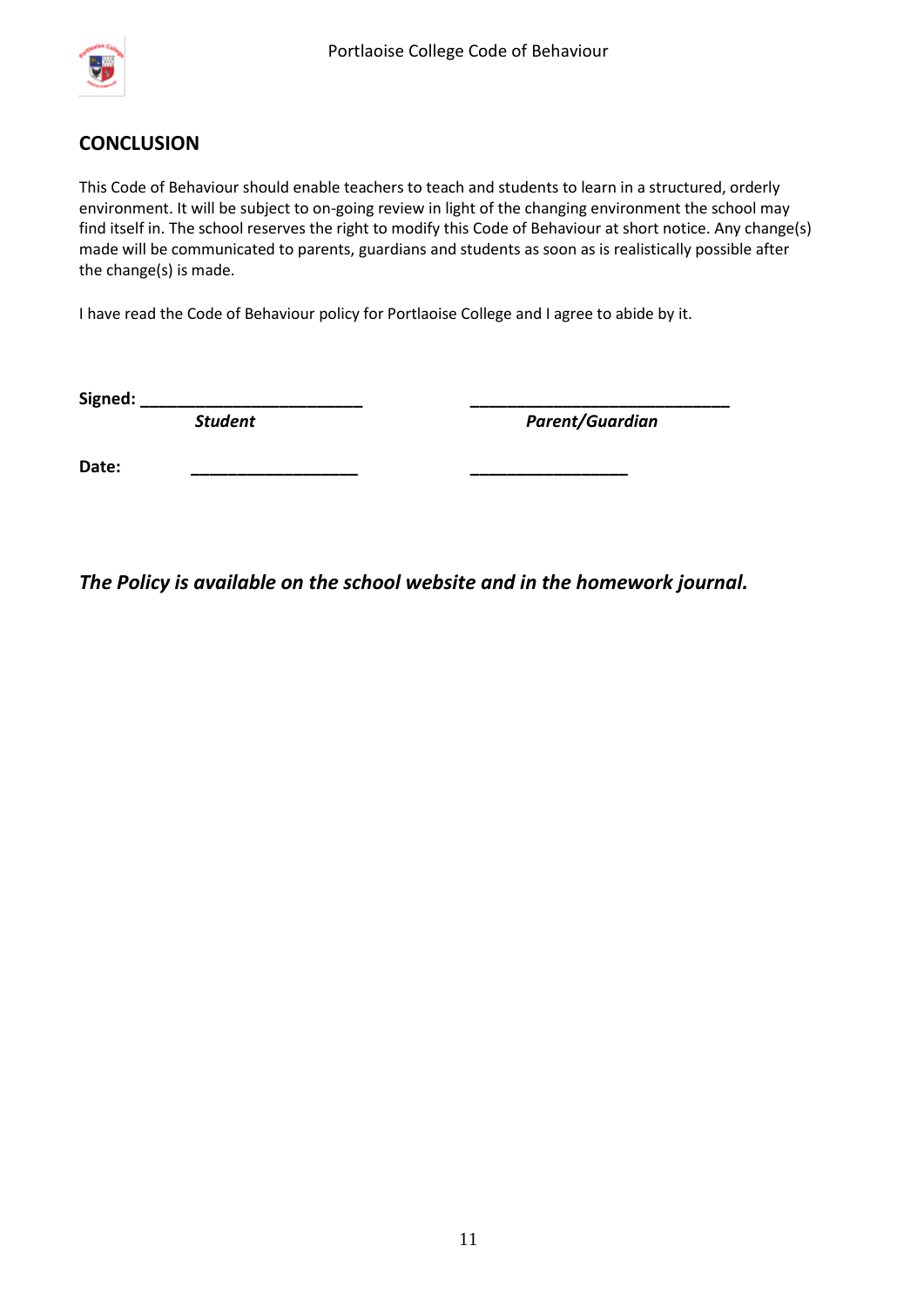## CONCLUSION

This Code of Behaviour should enable teachers to teach and students to learn in a structured, orderly environment. It will be subject to on-going review in light of the changing environment the school may find itself in. The school reserves the right to modify this Code of Behaviour at short notice. Any change(s) made will be communicated to parents, guardians and students as soon as is realistically possible after the change(s) is made.

I have read the Code of Behaviour policy for Portlaoise College and I agree to abide by it.

**Signed:** _________________________ _____________________________

***Student*** ***Parent/Guardian***

**Date:** ___________________ _________________

***The Policy is available on the school website and in the homework journal.***